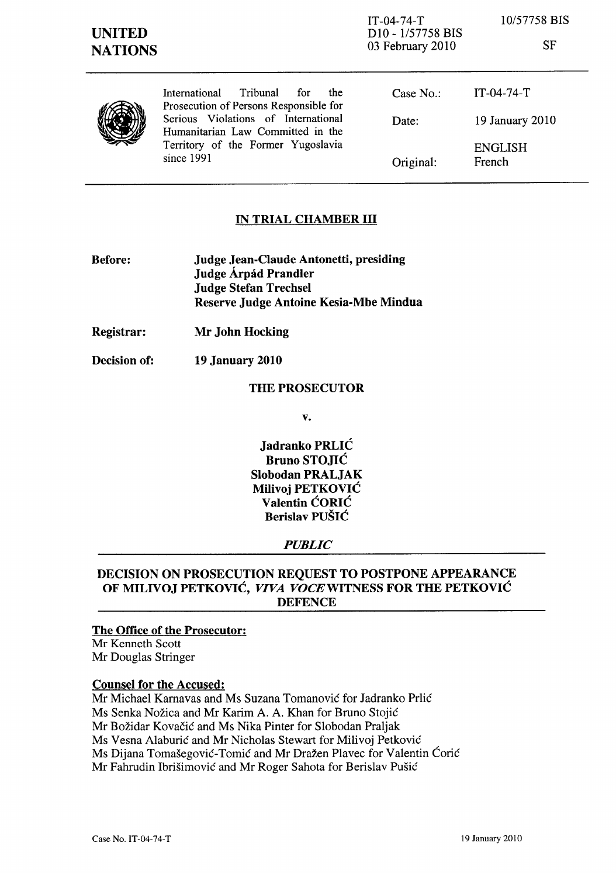UNITED NATIONS

IT-04-74-T
D10 - 1/57758 BIS
03 February 2010

10/57758 BIS

SF

International Tribunal for the Prosecution of Persons Responsible for Serious Violations of International Humanitarian Law Committed in the Territory of the Former Yugoslavia since 1991

| | |
|---|---|
| Case No.: | IT-04-74-T |
| Date: | 19 January 2010 |
| | ENGLISH |
| Original: | French |

## IN TRIAL CHAMBER III

**Before:** **Judge Jean-Claude Antonetti, presiding**
**Judge Árpád Prandler**
**Judge Stefan Trechsel**
**Reserve Judge Antoine Kesia-Mbe Mindua**

**Registrar:** **Mr John Hocking**

**Decision of:** **19 January 2010**

**THE PROSECUTOR**

**v.**

**Jadranko PRLIĆ**
**Bruno STOJIĆ**
**Slobodan PRALJAK**
**Milivoj PETKOVIĆ**
**Valentin ĆORIĆ**
**Berislav PUŠIĆ**

***PUBLIC***

## DECISION ON PROSECUTION REQUEST TO POSTPONE APPEARANCE OF MILIVOJ PETKOVIĆ, *VIVA VOCE* WITNESS FOR THE PETKOVIĆ DEFENCE

**The Office of the Prosecutor:**
Mr Kenneth Scott
Mr Douglas Stringer

**Counsel for the Accused:**
Mr Michael Karnavas and Ms Suzana Tomanović for Jadranko Prlić
Ms Senka Nožica and Mr Karim A. A. Khan for Bruno Stojić
Mr Božidar Kovačić and Ms Nika Pinter for Slobodan Praljak
Ms Vesna Alaburić and Mr Nicholas Stewart for Milivoj Petković
Ms Dijana Tomašegović-Tomić and Mr Dražen Plavec for Valentin Ćorić
Mr Fahrudin Ibrišimović and Mr Roger Sahota for Berislav Pušić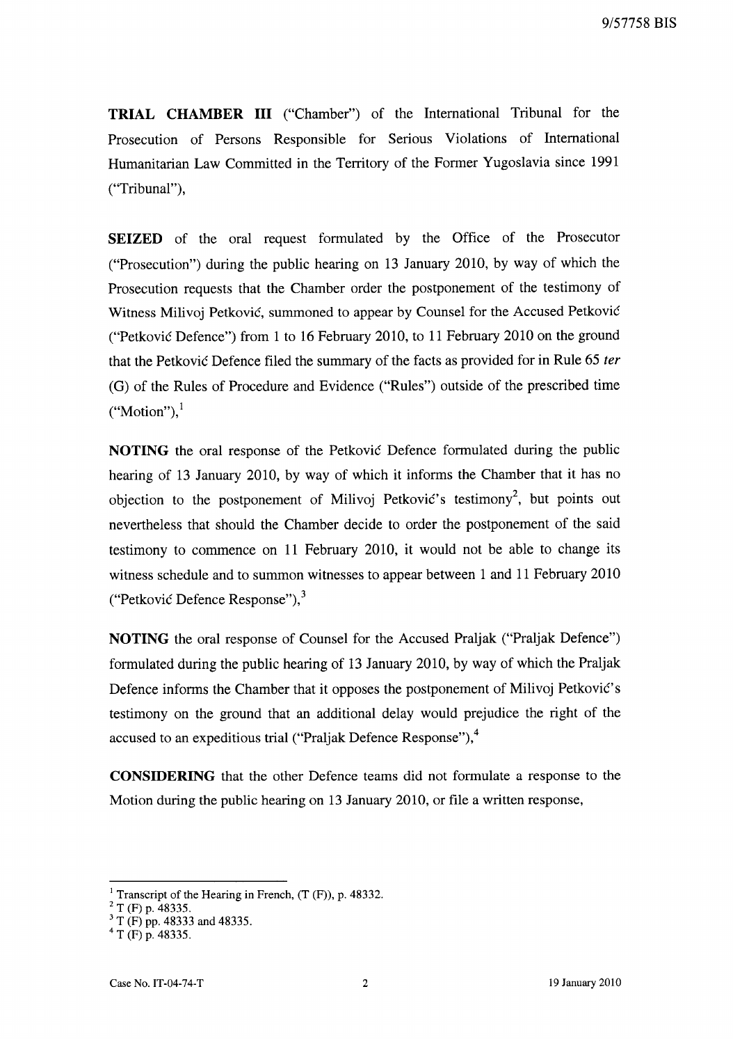**TRIAL CHAMBER III** ("Chamber") of the International Tribunal for the Prosecution of Persons Responsible for Serious Violations of International Humanitarian Law Committed in the Territory of the Former Yugoslavia since 1991 ("Tribunal"),

**SEIZED** of the oral request formulated by the Office of the Prosecutor ("Prosecution") during the public hearing on 13 January 2010, by way of which the Prosecution requests that the Chamber order the postponement of the testimony of Witness Milivoj Petković, summoned to appear by Counsel for the Accused Petković ("Petković Defence") from 1 to 16 February 2010, to 11 February 2010 on the ground that the Petković Defence filed the summary of the facts as provided for in Rule 65 *ter* (G) of the Rules of Procedure and Evidence ("Rules") outside of the prescribed time ("Motion"),[1]

**NOTING** the oral response of the Petković Defence formulated during the public hearing of 13 January 2010, by way of which it informs the Chamber that it has no objection to the postponement of Milivoj Petković's testimony[2], but points out nevertheless that should the Chamber decide to order the postponement of the said testimony to commence on 11 February 2010, it would not be able to change its witness schedule and to summon witnesses to appear between 1 and 11 February 2010 ("Petković Defence Response"),[3]

**NOTING** the oral response of Counsel for the Accused Praljak ("Praljak Defence") formulated during the public hearing of 13 January 2010, by way of which the Praljak Defence informs the Chamber that it opposes the postponement of Milivoj Petković's testimony on the ground that an additional delay would prejudice the right of the accused to an expeditious trial ("Praljak Defence Response"),[4]

**CONSIDERING** that the other Defence teams did not formulate a response to the Motion during the public hearing on 13 January 2010, or file a written response,

---

[1] Transcript of the Hearing in French, (T (F)), p. 48332.

[2] T (F) p. 48335.

[3] T (F) pp. 48333 and 48335.

[4] T (F) p. 48335.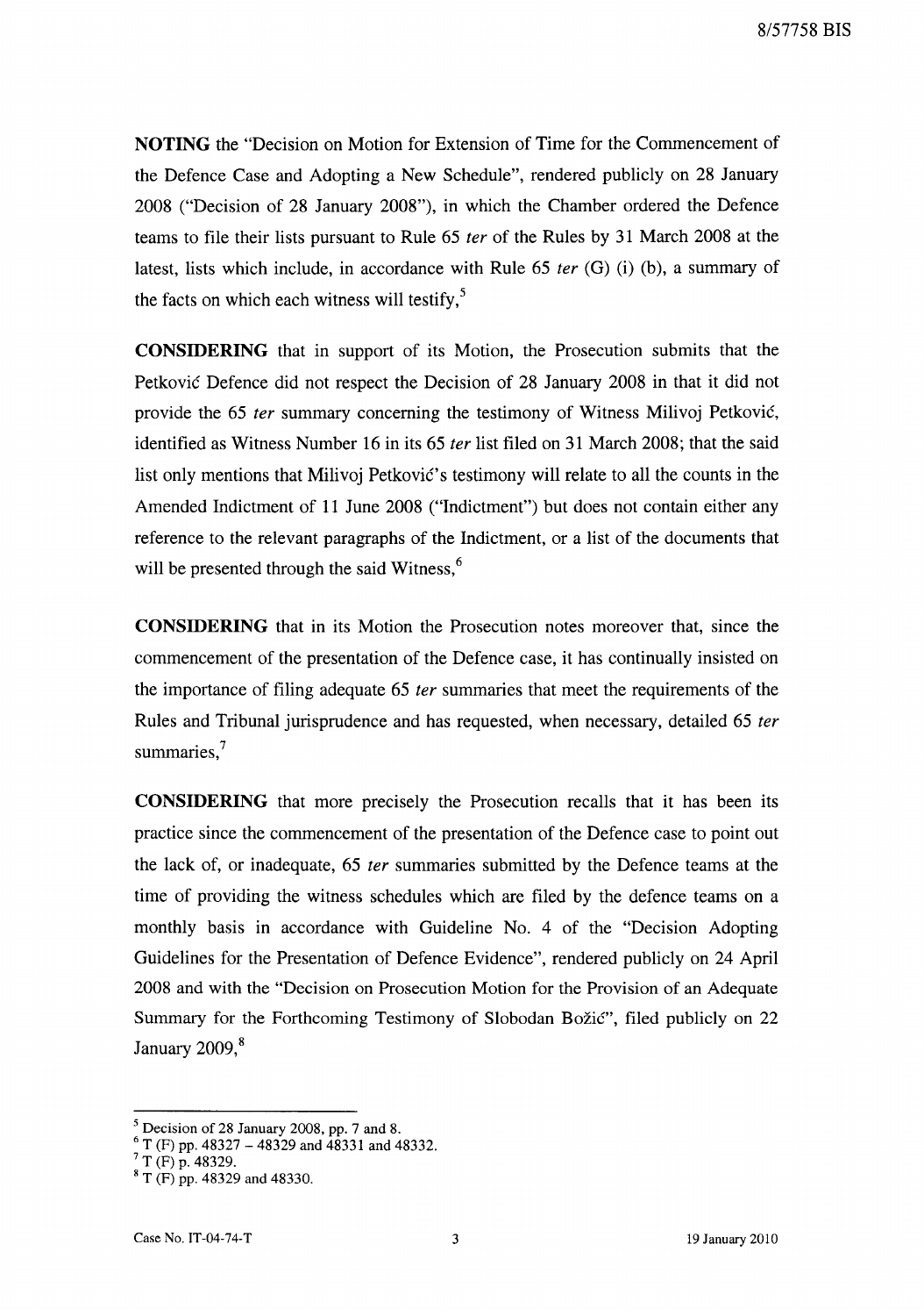**NOTING** the "Decision on Motion for Extension of Time for the Commencement of the Defence Case and Adopting a New Schedule", rendered publicly on 28 January 2008 ("Decision of 28 January 2008"), in which the Chamber ordered the Defence teams to file their lists pursuant to Rule 65 *ter* of the Rules by 31 March 2008 at the latest, lists which include, in accordance with Rule 65 *ter* (G) (i) (b), a summary of the facts on which each witness will testify,[5]

**CONSIDERING** that in support of its Motion, the Prosecution submits that the Petković Defence did not respect the Decision of 28 January 2008 in that it did not provide the 65 *ter* summary concerning the testimony of Witness Milivoj Petković, identified as Witness Number 16 in its 65 *ter* list filed on 31 March 2008; that the said list only mentions that Milivoj Petković's testimony will relate to all the counts in the Amended Indictment of 11 June 2008 ("Indictment") but does not contain either any reference to the relevant paragraphs of the Indictment, or a list of the documents that will be presented through the said Witness,[6]

**CONSIDERING** that in its Motion the Prosecution notes moreover that, since the commencement of the presentation of the Defence case, it has continually insisted on the importance of filing adequate 65 *ter* summaries that meet the requirements of the Rules and Tribunal jurisprudence and has requested, when necessary, detailed 65 *ter* summaries,[7]

**CONSIDERING** that more precisely the Prosecution recalls that it has been its practice since the commencement of the presentation of the Defence case to point out the lack of, or inadequate, 65 *ter* summaries submitted by the Defence teams at the time of providing the witness schedules which are filed by the defence teams on a monthly basis in accordance with Guideline No. 4 of the "Decision Adopting Guidelines for the Presentation of Defence Evidence", rendered publicly on 24 April 2008 and with the "Decision on Prosecution Motion for the Provision of an Adequate Summary for the Forthcoming Testimony of Slobodan Božić", filed publicly on 22 January 2009,[8]

---

[5] Decision of 28 January 2008, pp. 7 and 8.

[6] T (F) pp. 48327 – 48329 and 48331 and 48332.

[7] T (F) p. 48329.

[8] T (F) pp. 48329 and 48330.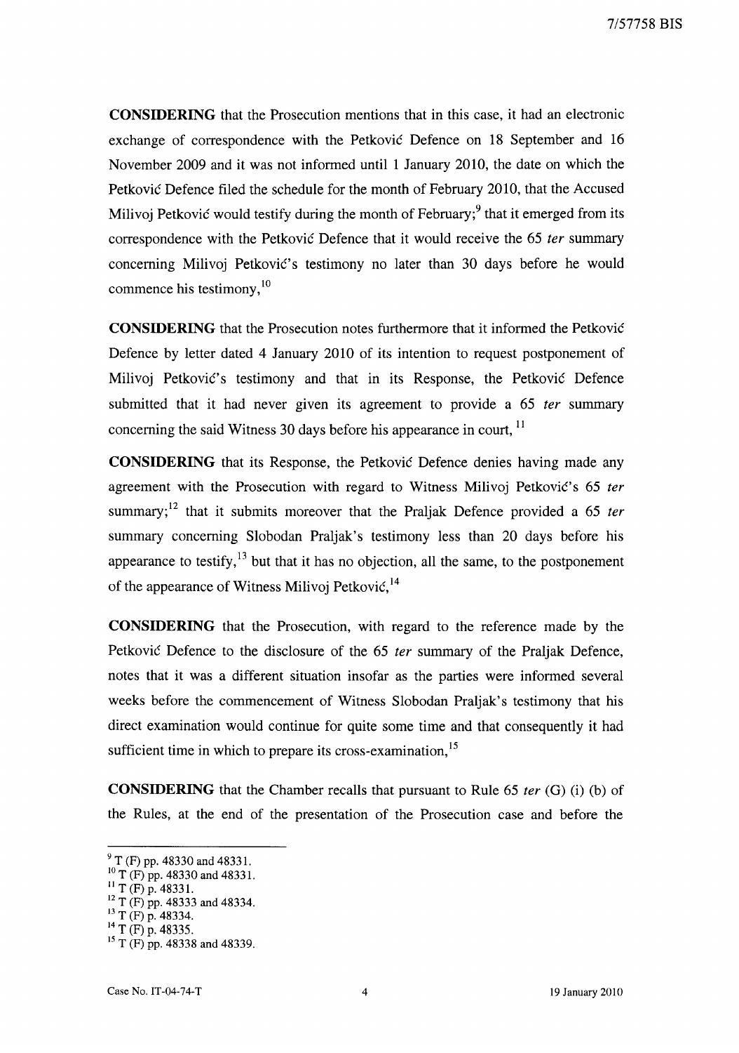**CONSIDERING** that the Prosecution mentions that in this case, it had an electronic exchange of correspondence with the Petković Defence on 18 September and 16 November 2009 and it was not informed until 1 January 2010, the date on which the Petković Defence filed the schedule for the month of February 2010, that the Accused Milivoj Petković would testify during the month of February;[9] that it emerged from its correspondence with the Petković Defence that it would receive the 65 *ter* summary concerning Milivoj Petković's testimony no later than 30 days before he would commence his testimony,[10]

**CONSIDERING** that the Prosecution notes furthermore that it informed the Petković Defence by letter dated 4 January 2010 of its intention to request postponement of Milivoj Petković's testimony and that in its Response, the Petković Defence submitted that it had never given its agreement to provide a 65 *ter* summary concerning the said Witness 30 days before his appearance in court, [11]

**CONSIDERING** that its Response, the Petković Defence denies having made any agreement with the Prosecution with regard to Witness Milivoj Petković's 65 *ter* summary;[12] that it submits moreover that the Praljak Defence provided a 65 *ter* summary concerning Slobodan Praljak's testimony less than 20 days before his appearance to testify,[13] but that it has no objection, all the same, to the postponement of the appearance of Witness Milivoj Petković,[14]

**CONSIDERING** that the Prosecution, with regard to the reference made by the Petković Defence to the disclosure of the 65 *ter* summary of the Praljak Defence, notes that it was a different situation insofar as the parties were informed several weeks before the commencement of Witness Slobodan Praljak's testimony that his direct examination would continue for quite some time and that consequently it had sufficient time in which to prepare its cross-examination,[15]

**CONSIDERING** that the Chamber recalls that pursuant to Rule 65 *ter* (G) (i) (b) of the Rules, at the end of the presentation of the Prosecution case and before the

---

[9] T (F) pp. 48330 and 48331.
[10] T (F) pp. 48330 and 48331.
[11] T (F) p. 48331.
[12] T (F) pp. 48333 and 48334.
[13] T (F) p. 48334.
[14] T (F) p. 48335.
[15] T (F) pp. 48338 and 48339.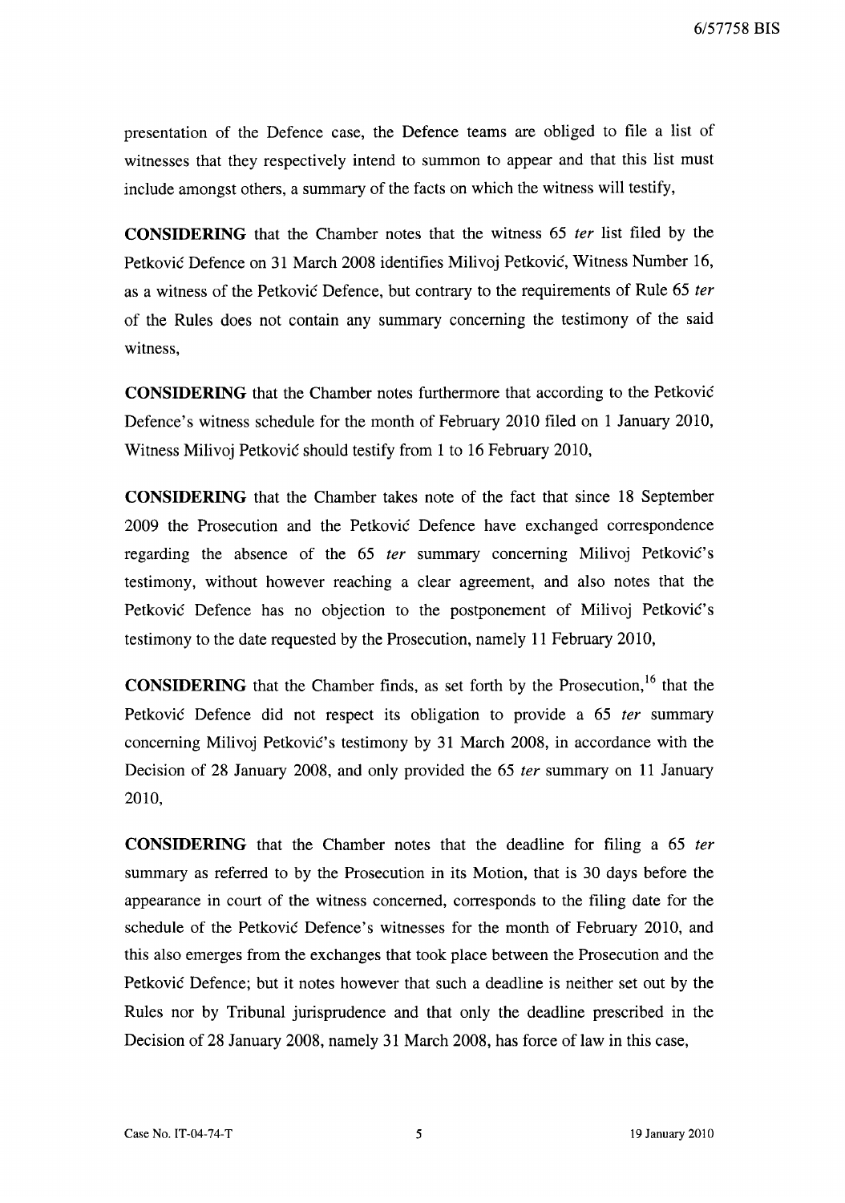presentation of the Defence case, the Defence teams are obliged to file a list of witnesses that they respectively intend to summon to appear and that this list must include amongst others, a summary of the facts on which the witness will testify,

**CONSIDERING** that the Chamber notes that the witness 65 *ter* list filed by the Petković Defence on 31 March 2008 identifies Milivoj Petković, Witness Number 16, as a witness of the Petković Defence, but contrary to the requirements of Rule 65 *ter* of the Rules does not contain any summary concerning the testimony of the said witness,

**CONSIDERING** that the Chamber notes furthermore that according to the Petković Defence's witness schedule for the month of February 2010 filed on 1 January 2010, Witness Milivoj Petković should testify from 1 to 16 February 2010,

**CONSIDERING** that the Chamber takes note of the fact that since 18 September 2009 the Prosecution and the Petković Defence have exchanged correspondence regarding the absence of the 65 *ter* summary concerning Milivoj Petković's testimony, without however reaching a clear agreement, and also notes that the Petković Defence has no objection to the postponement of Milivoj Petković's testimony to the date requested by the Prosecution, namely 11 February 2010,

**CONSIDERING** that the Chamber finds, as set forth by the Prosecution,[16] that the Petković Defence did not respect its obligation to provide a 65 *ter* summary concerning Milivoj Petković's testimony by 31 March 2008, in accordance with the Decision of 28 January 2008, and only provided the 65 *ter* summary on 11 January 2010,

**CONSIDERING** that the Chamber notes that the deadline for filing a 65 *ter* summary as referred to by the Prosecution in its Motion, that is 30 days before the appearance in court of the witness concerned, corresponds to the filing date for the schedule of the Petković Defence's witnesses for the month of February 2010, and this also emerges from the exchanges that took place between the Prosecution and the Petković Defence; but it notes however that such a deadline is neither set out by the Rules nor by Tribunal jurisprudence and that only the deadline prescribed in the Decision of 28 January 2008, namely 31 March 2008, has force of law in this case,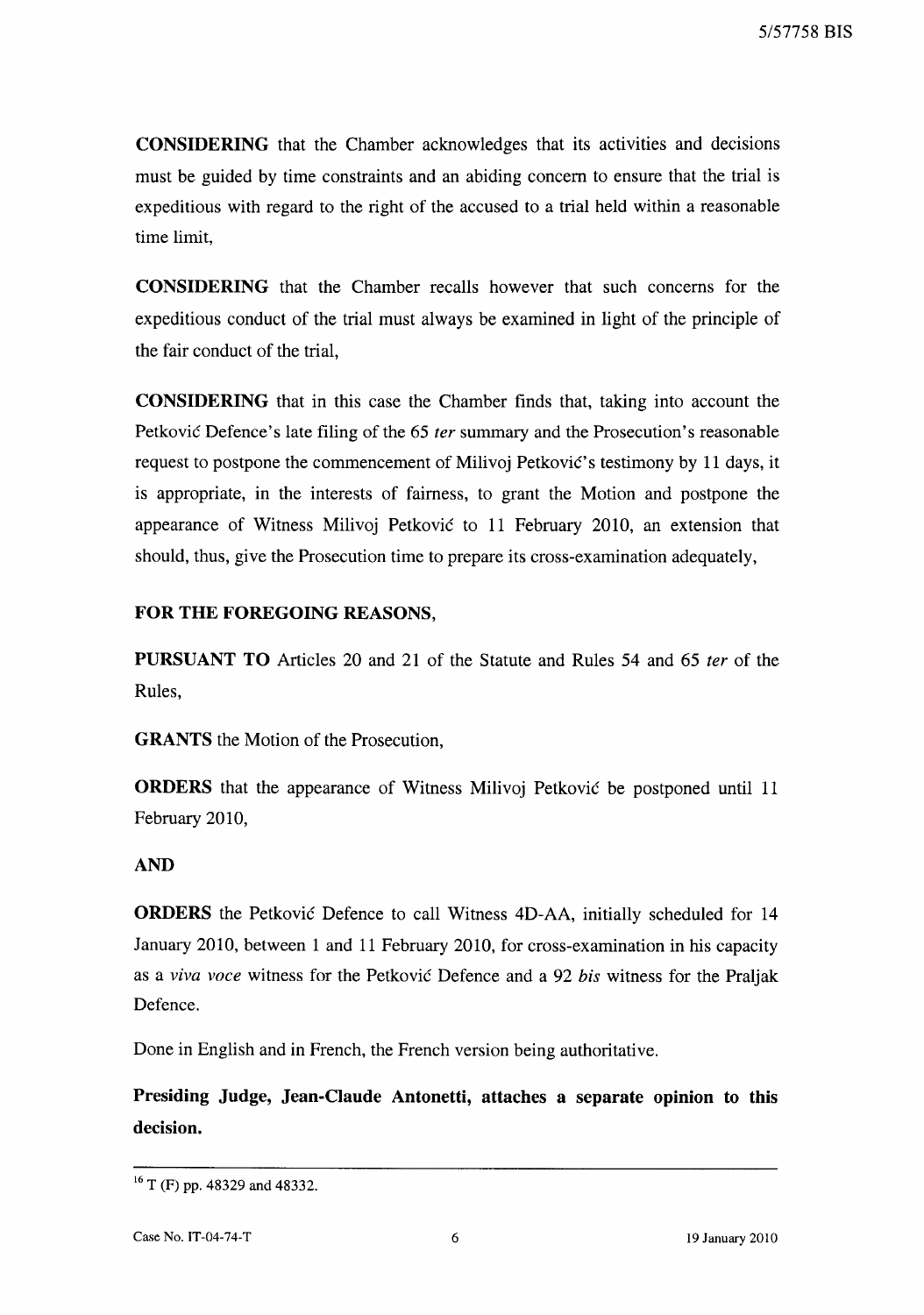**CONSIDERING** that the Chamber acknowledges that its activities and decisions must be guided by time constraints and an abiding concern to ensure that the trial is expeditious with regard to the right of the accused to a trial held within a reasonable time limit,

**CONSIDERING** that the Chamber recalls however that such concerns for the expeditious conduct of the trial must always be examined in light of the principle of the fair conduct of the trial,

**CONSIDERING** that in this case the Chamber finds that, taking into account the Petković Defence's late filing of the 65 *ter* summary and the Prosecution's reasonable request to postpone the commencement of Milivoj Petković's testimony by 11 days, it is appropriate, in the interests of fairness, to grant the Motion and postpone the appearance of Witness Milivoj Petković to 11 February 2010, an extension that should, thus, give the Prosecution time to prepare its cross-examination adequately,

**FOR THE FOREGOING REASONS,**

**PURSUANT TO** Articles 20 and 21 of the Statute and Rules 54 and 65 *ter* of the Rules,

**GRANTS** the Motion of the Prosecution,

**ORDERS** that the appearance of Witness Milivoj Petković be postponed until 11 February 2010,

**AND**

**ORDERS** the Petković Defence to call Witness 4D-AA, initially scheduled for 14 January 2010, between 1 and 11 February 2010, for cross-examination in his capacity as a *viva voce* witness for the Petković Defence and a 92 *bis* witness for the Praljak Defence.

Done in English and in French, the French version being authoritative.

**Presiding Judge, Jean-Claude Antonetti, attaches a separate opinion to this decision.**

---

[16] T (F) pp. 48329 and 48332.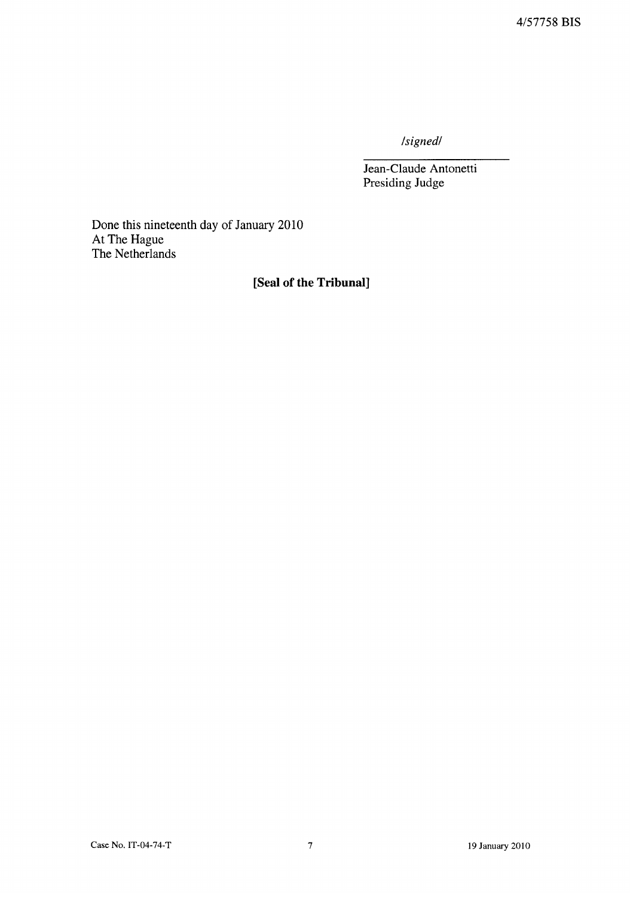*/signed/*

Jean-Claude Antonetti
Presiding Judge

Done this nineteenth day of January 2010
At The Hague
The Netherlands

**[Seal of the Tribunal]**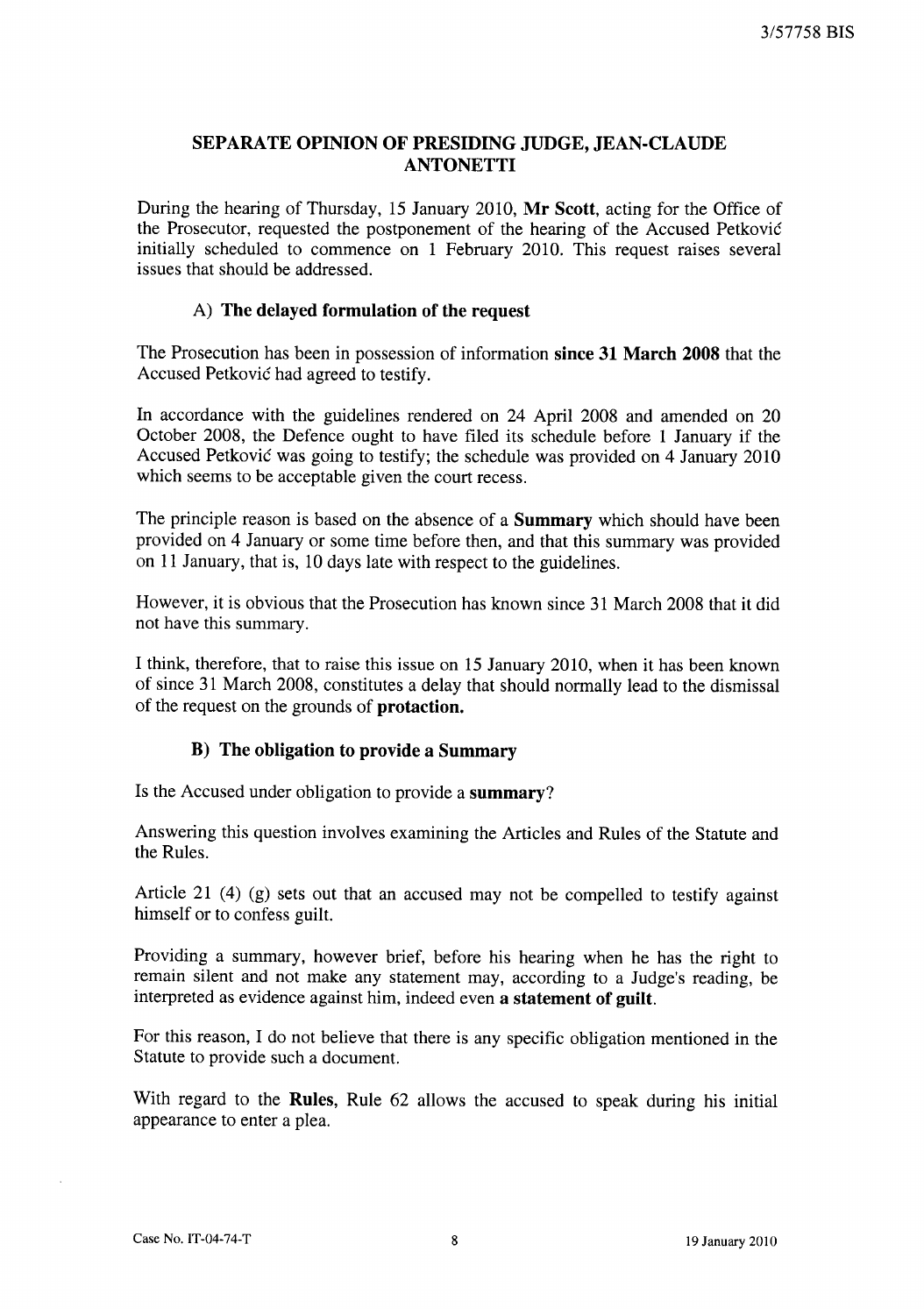## SEPARATE OPINION OF PRESIDING JUDGE, JEAN-CLAUDE ANTONETTI

During the hearing of Thursday, 15 January 2010, **Mr Scott**, acting for the Office of the Prosecutor, requested the postponement of the hearing of the Accused Petković initially scheduled to commence on 1 February 2010. This request raises several issues that should be addressed.

### A) The delayed formulation of the request

The Prosecution has been in possession of information **since 31 March 2008** that the Accused Petković had agreed to testify.

In accordance with the guidelines rendered on 24 April 2008 and amended on 20 October 2008, the Defence ought to have filed its schedule before 1 January if the Accused Petković was going to testify; the schedule was provided on 4 January 2010 which seems to be acceptable given the court recess.

The principle reason is based on the absence of a **Summary** which should have been provided on 4 January or some time before then, and that this summary was provided on 11 January, that is, 10 days late with respect to the guidelines.

However, it is obvious that the Prosecution has known since 31 March 2008 that it did not have this summary.

I think, therefore, that to raise this issue on 15 January 2010, when it has been known of since 31 March 2008, constitutes a delay that should normally lead to the dismissal of the request on the grounds of **protaction.**

### B) The obligation to provide a Summary

Is the Accused under obligation to provide a **summary**?

Answering this question involves examining the Articles and Rules of the Statute and the Rules.

Article 21 (4) (g) sets out that an accused may not be compelled to testify against himself or to confess guilt.

Providing a summary, however brief, before his hearing when he has the right to remain silent and not make any statement may, according to a Judge's reading, be interpreted as evidence against him, indeed even **a statement of guilt**.

For this reason, I do not believe that there is any specific obligation mentioned in the Statute to provide such a document.

With regard to the **Rules**, Rule 62 allows the accused to speak during his initial appearance to enter a plea.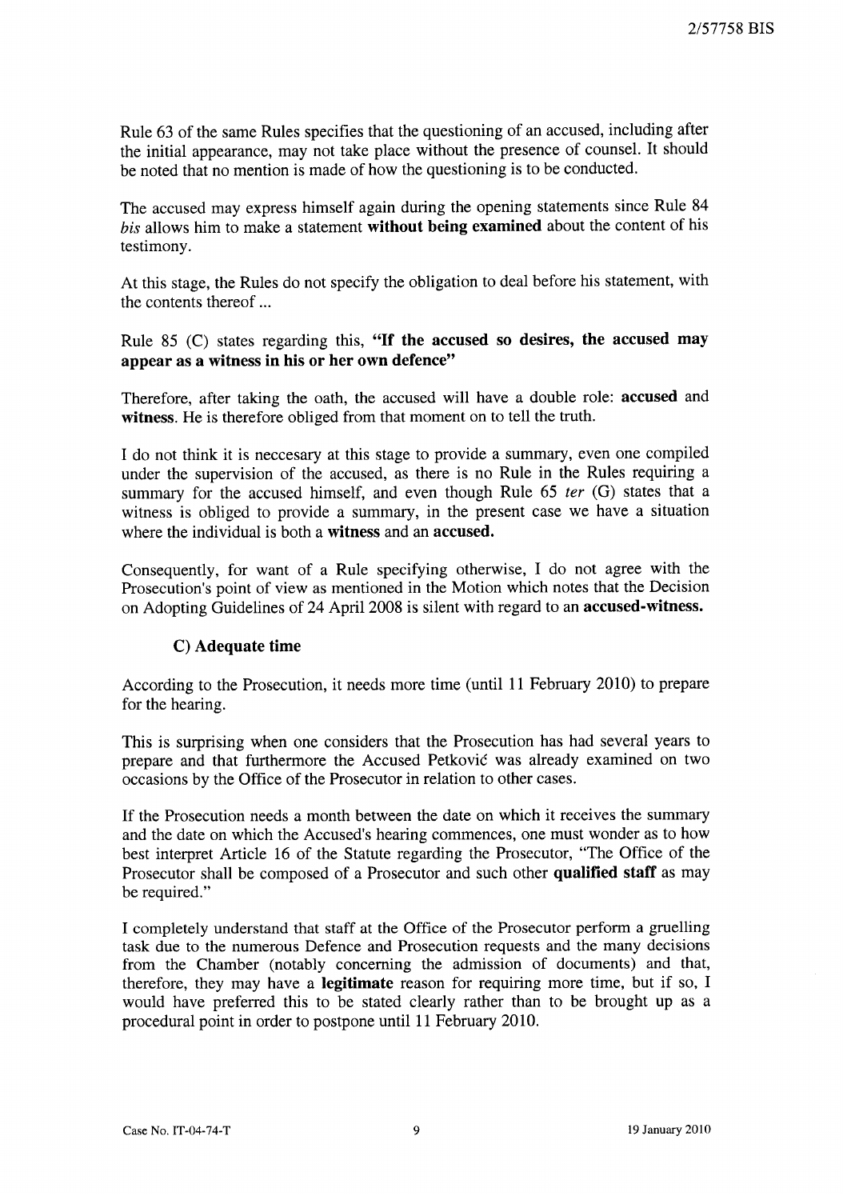Rule 63 of the same Rules specifies that the questioning of an accused, including after the initial appearance, may not take place without the presence of counsel. It should be noted that no mention is made of how the questioning is to be conducted.

The accused may express himself again during the opening statements since Rule 84 *bis* allows him to make a statement **without being examined** about the content of his testimony.

At this stage, the Rules do not specify the obligation to deal before his statement, with the contents thereof ...

Rule 85 (C) states regarding this, **"If the accused so desires, the accused may appear as a witness in his or her own defence"**

Therefore, after taking the oath, the accused will have a double role: **accused** and **witness**. He is therefore obliged from that moment on to tell the truth.

I do not think it is neccesary at this stage to provide a summary, even one compiled under the supervision of the accused, as there is no Rule in the Rules requiring a summary for the accused himself, and even though Rule 65 *ter* (G) states that a witness is obliged to provide a summary, in the present case we have a situation where the individual is both a **witness** and an **accused.**

Consequently, for want of a Rule specifying otherwise, I do not agree with the Prosecution's point of view as mentioned in the Motion which notes that the Decision on Adopting Guidelines of 24 April 2008 is silent with regard to an **accused-witness.**

### C) Adequate time

According to the Prosecution, it needs more time (until 11 February 2010) to prepare for the hearing.

This is surprising when one considers that the Prosecution has had several years to prepare and that furthermore the Accused Petković was already examined on two occasions by the Office of the Prosecutor in relation to other cases.

If the Prosecution needs a month between the date on which it receives the summary and the date on which the Accused's hearing commences, one must wonder as to how best interpret Article 16 of the Statute regarding the Prosecutor, "The Office of the Prosecutor shall be composed of a Prosecutor and such other **qualified staff** as may be required."

I completely understand that staff at the Office of the Prosecutor perform a gruelling task due to the numerous Defence and Prosecution requests and the many decisions from the Chamber (notably concerning the admission of documents) and that, therefore, they may have a **legitimate** reason for requiring more time, but if so, I would have preferred this to be stated clearly rather than to be brought up as a procedural point in order to postpone until 11 February 2010.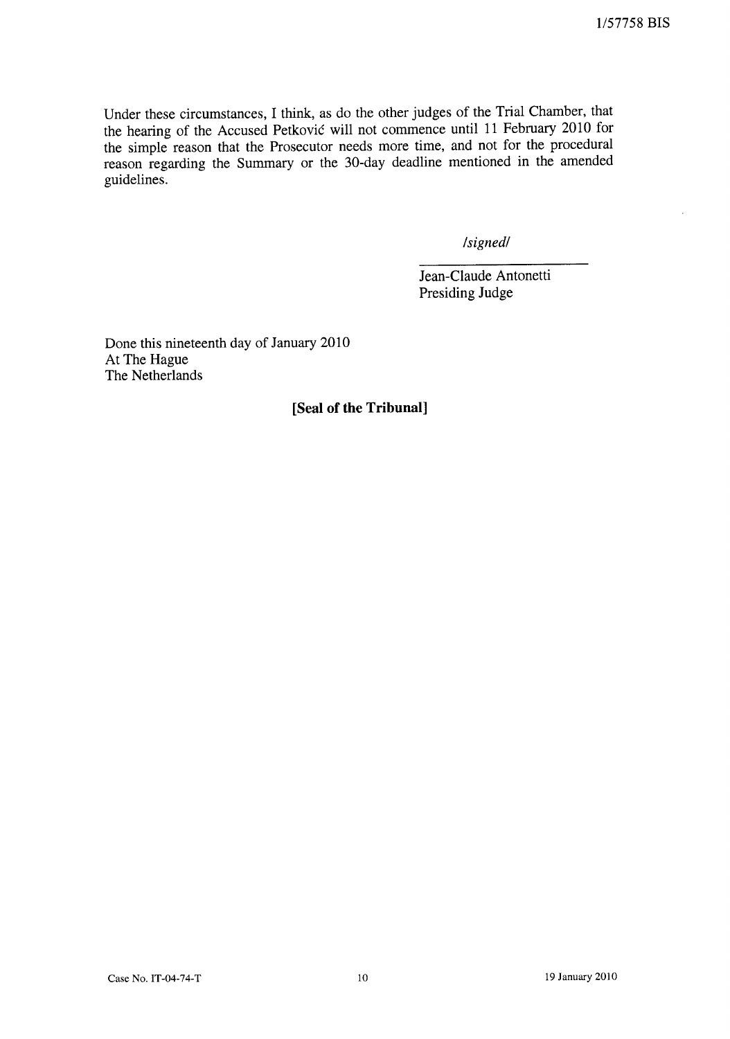Under these circumstances, I think, as do the other judges of the Trial Chamber, that the hearing of the Accused Petković will not commence until 11 February 2010 for the simple reason that the Prosecutor needs more time, and not for the procedural reason regarding the Summary or the 30-day deadline mentioned in the amended guidelines.

*/signed/*

Jean-Claude Antonetti
Presiding Judge

Done this nineteenth day of January 2010
At The Hague
The Netherlands

**[Seal of the Tribunal]**